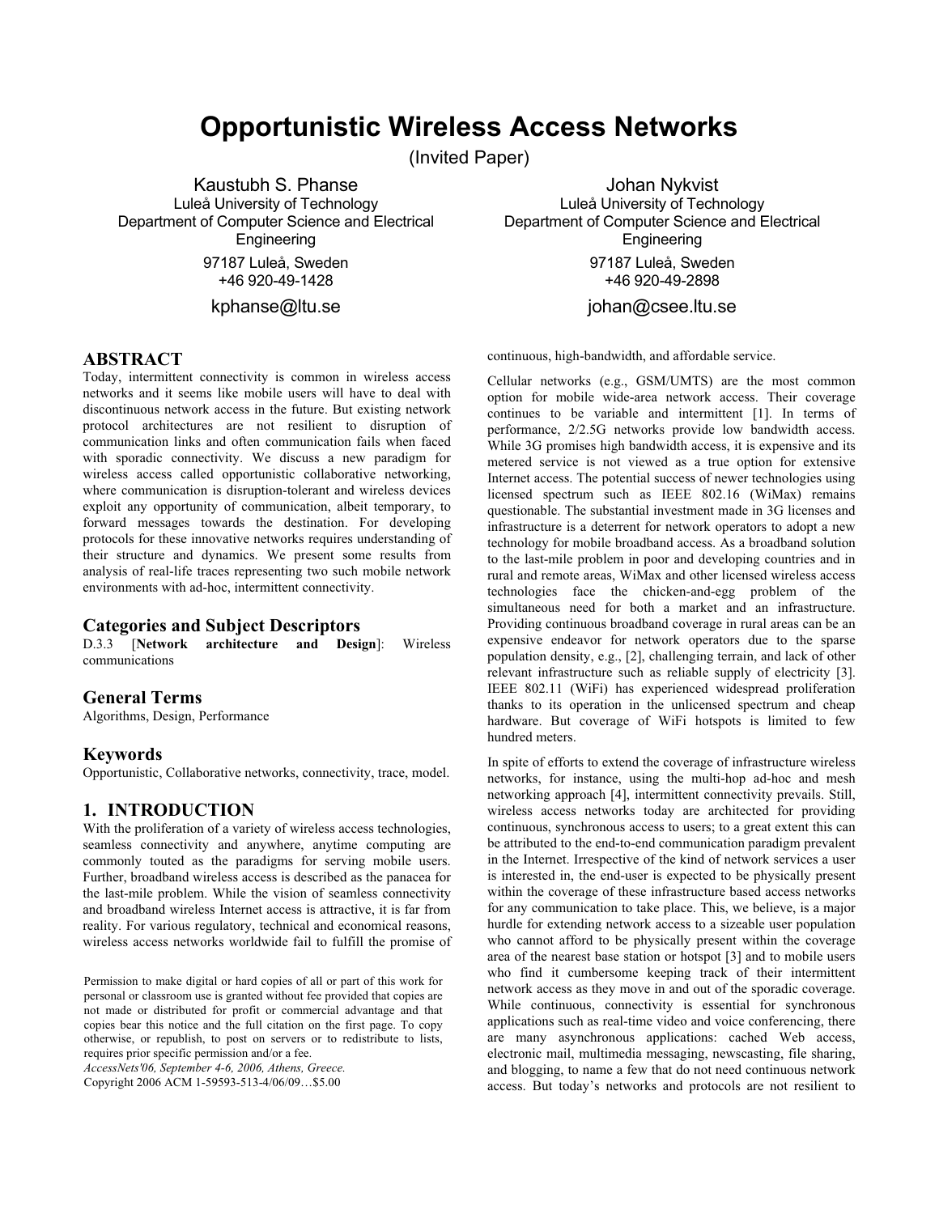# Opportunistic Wireless Access Networks

(Invited Paper)

Kaustubh S. Phanse
Luleå University of Technology
Department of Computer Science and Electrical Engineering
97187 Luleå, Sweden
+46 920-49-1428
kphanse@ltu.se

Johan Nykvist
Luleå University of Technology
Department of Computer Science and Electrical Engineering
97187 Luleå, Sweden
+46 920-49-2898
johan@csee.ltu.se

## ABSTRACT

Today, intermittent connectivity is common in wireless access networks and it seems like mobile users will have to deal with discontinuous network access in the future. But existing network protocol architectures are not resilient to disruption of communication links and often communication fails when faced with sporadic connectivity. We discuss a new paradigm for wireless access called opportunistic collaborative networking, where communication is disruption-tolerant and wireless devices exploit any opportunity of communication, albeit temporary, to forward messages towards the destination. For developing protocols for these innovative networks requires understanding of their structure and dynamics. We present some results from analysis of real-life traces representing two such mobile network environments with ad-hoc, intermittent connectivity.

## Categories and Subject Descriptors

D.3.3 [**Network architecture and Design**]: Wireless communications

## General Terms

Algorithms, Design, Performance

## Keywords

Opportunistic, Collaborative networks, connectivity, trace, model.

## 1. INTRODUCTION

With the proliferation of a variety of wireless access technologies, seamless connectivity and anywhere, anytime computing are commonly touted as the paradigms for serving mobile users. Further, broadband wireless access is described as the panacea for the last-mile problem. While the vision of seamless connectivity and broadband wireless Internet access is attractive, it is far from reality. For various regulatory, technical and economical reasons, wireless access networks worldwide fail to fulfill the promise of continuous, high-bandwidth, and affordable service.

Cellular networks (e.g., GSM/UMTS) are the most common option for mobile wide-area network access. Their coverage continues to be variable and intermittent [1]. In terms of performance, 2/2.5G networks provide low bandwidth access. While 3G promises high bandwidth access, it is expensive and its metered service is not viewed as a true option for extensive Internet access. The potential success of newer technologies using licensed spectrum such as IEEE 802.16 (WiMax) remains questionable. The substantial investment made in 3G licenses and infrastructure is a deterrent for network operators to adopt a new technology for mobile broadband access. As a broadband solution to the last-mile problem in poor and developing countries and in rural and remote areas, WiMax and other licensed wireless access technologies face the chicken-and-egg problem of the simultaneous need for both a market and an infrastructure. Providing continuous broadband coverage in rural areas can be an expensive endeavor for network operators due to the sparse population density, e.g., [2], challenging terrain, and lack of other relevant infrastructure such as reliable supply of electricity [3]. IEEE 802.11 (WiFi) has experienced widespread proliferation thanks to its operation in the unlicensed spectrum and cheap hardware. But coverage of WiFi hotspots is limited to few hundred meters.

In spite of efforts to extend the coverage of infrastructure wireless networks, for instance, using the multi-hop ad-hoc and mesh networking approach [4], intermittent connectivity prevails. Still, wireless access networks today are architected for providing continuous, synchronous access to users; to a great extent this can be attributed to the end-to-end communication paradigm prevalent in the Internet. Irrespective of the kind of network services a user is interested in, the end-user is expected to be physically present within the coverage of these infrastructure based access networks for any communication to take place. This, we believe, is a major hurdle for extending network access to a sizeable user population who cannot afford to be physically present within the coverage area of the nearest base station or hotspot [3] and to mobile users who find it cumbersome keeping track of their intermittent network access as they move in and out of the sporadic coverage. While continuous, connectivity is essential for synchronous applications such as real-time video and voice conferencing, there are many asynchronous applications: cached Web access, electronic mail, multimedia messaging, newscasting, file sharing, and blogging, to name a few that do not need continuous network access. But today's networks and protocols are not resilient to

Permission to make digital or hard copies of all or part of this work for personal or classroom use is granted without fee provided that copies are not made or distributed for profit or commercial advantage and that copies bear this notice and the full citation on the first page. To copy otherwise, or republish, to post on servers or to redistribute to lists, requires prior specific permission and/or a fee.
*AccessNets'06, September 4-6, 2006, Athens, Greece.*
Copyright 2006 ACM 1-59593-513-4/06/09…$5.00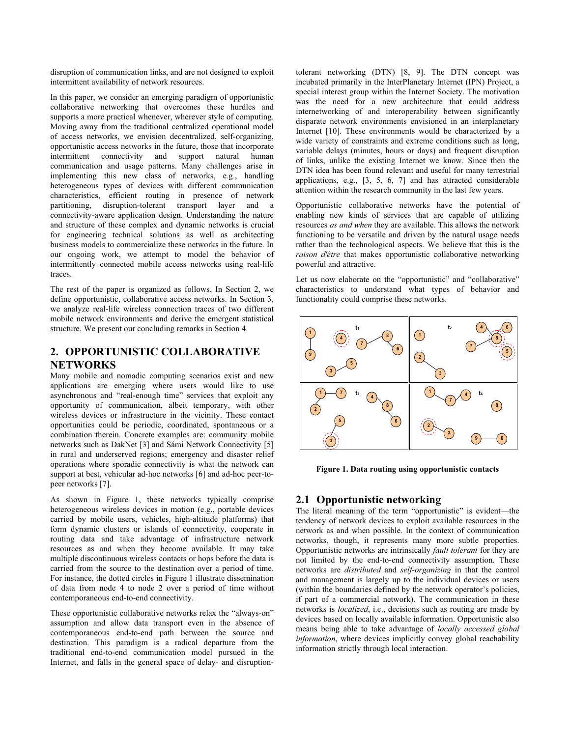disruption of communication links, and are not designed to exploit intermittent availability of network resources.

In this paper, we consider an emerging paradigm of opportunistic collaborative networking that overcomes these hurdles and supports a more practical whenever, wherever style of computing. Moving away from the traditional centralized operational model of access networks, we envision decentralized, self-organizing, opportunistic access networks in the future, those that incorporate intermittent connectivity and support natural human communication and usage patterns. Many challenges arise in implementing this new class of networks, e.g., handling heterogeneous types of devices with different communication characteristics, efficient routing in presence of network partitioning, disruption-tolerant transport layer and a connectivity-aware application design. Understanding the nature and structure of these complex and dynamic networks is crucial for engineering technical solutions as well as architecting business models to commercialize these networks in the future. In our ongoing work, we attempt to model the behavior of intermittently connected mobile access networks using real-life traces.

The rest of the paper is organized as follows. In Section 2, we define opportunistic, collaborative access networks. In Section 3, we analyze real-life wireless connection traces of two different mobile network environments and derive the emergent statistical structure. We present our concluding remarks in Section 4.

## 2. OPPORTUNISTIC COLLABORATIVE NETWORKS

Many mobile and nomadic computing scenarios exist and new applications are emerging where users would like to use asynchronous and "real-enough time" services that exploit any opportunity of communication, albeit temporary, with other wireless devices or infrastructure in the vicinity. These contact opportunities could be periodic, coordinated, spontaneous or a combination therein. Concrete examples are: community mobile networks such as DakNet [3] and Sámi Network Connectivity [5] in rural and underserved regions; emergency and disaster relief operations where sporadic connectivity is what the network can support at best, vehicular ad-hoc networks [6] and ad-hoc peer-to-peer networks [7].

As shown in Figure 1, these networks typically comprise heterogeneous wireless devices in motion (e.g., portable devices carried by mobile users, vehicles, high-altitude platforms) that form dynamic clusters or islands of connectivity, cooperate in routing data and take advantage of infrastructure network resources as and when they become available. It may take multiple discontinuous wireless contacts or hops before the data is carried from the source to the destination over a period of time. For instance, the dotted circles in Figure 1 illustrate dissemination of data from node 4 to node 2 over a period of time without contemporaneous end-to-end connectivity.

These opportunistic collaborative networks relax the "always-on" assumption and allow data transport even in the absence of contemporaneous end-to-end path between the source and destination. This paradigm is a radical departure from the traditional end-to-end communication model pursued in the Internet, and falls in the general space of delay- and disruption-tolerant networking (DTN) [8, 9]. The DTN concept was incubated primarily in the InterPlanetary Internet (IPN) Project, a special interest group within the Internet Society. The motivation was the need for a new architecture that could address internetworking of and interoperability between significantly disparate network environments envisioned in an interplanetary Internet [10]. These environments would be characterized by a wide variety of constraints and extreme conditions such as long, variable delays (minutes, hours or days) and frequent disruption of links, unlike the existing Internet we know. Since then the DTN idea has been found relevant and useful for many terrestrial applications, e.g., [3, 5, 6, 7] and has attracted considerable attention within the research community in the last few years.

Opportunistic collaborative networks have the potential of enabling new kinds of services that are capable of utilizing resources *as and when* they are available. This allows the network functioning to be versatile and driven by the natural usage needs rather than the technological aspects. We believe that this is the *raison d'être* that makes opportunistic collaborative networking powerful and attractive.

Let us now elaborate on the "opportunistic" and "collaborative" characteristics to understand what types of behavior and functionality could comprise these networks.

$t_1$ $t_2$ $t_3$ $t_4$

**Figure 1. Data routing using opportunistic contacts**

### 2.1 Opportunistic networking

The literal meaning of the term "opportunistic" is evident—the tendency of network devices to exploit available resources in the network as and when possible. In the context of communication networks, though, it represents many more subtle properties. Opportunistic networks are intrinsically *fault tolerant* for they are not limited by the end-to-end connectivity assumption. These networks are *distributed* and *self-organizing* in that the control and management is largely up to the individual devices or users (within the boundaries defined by the network operator's policies, if part of a commercial network). The communication in these networks is *localized*, i.e., decisions such as routing are made by devices based on locally available information. Opportunistic also means being able to take advantage of *locally accessed global information*, where devices implicitly convey global reachability information strictly through local interaction.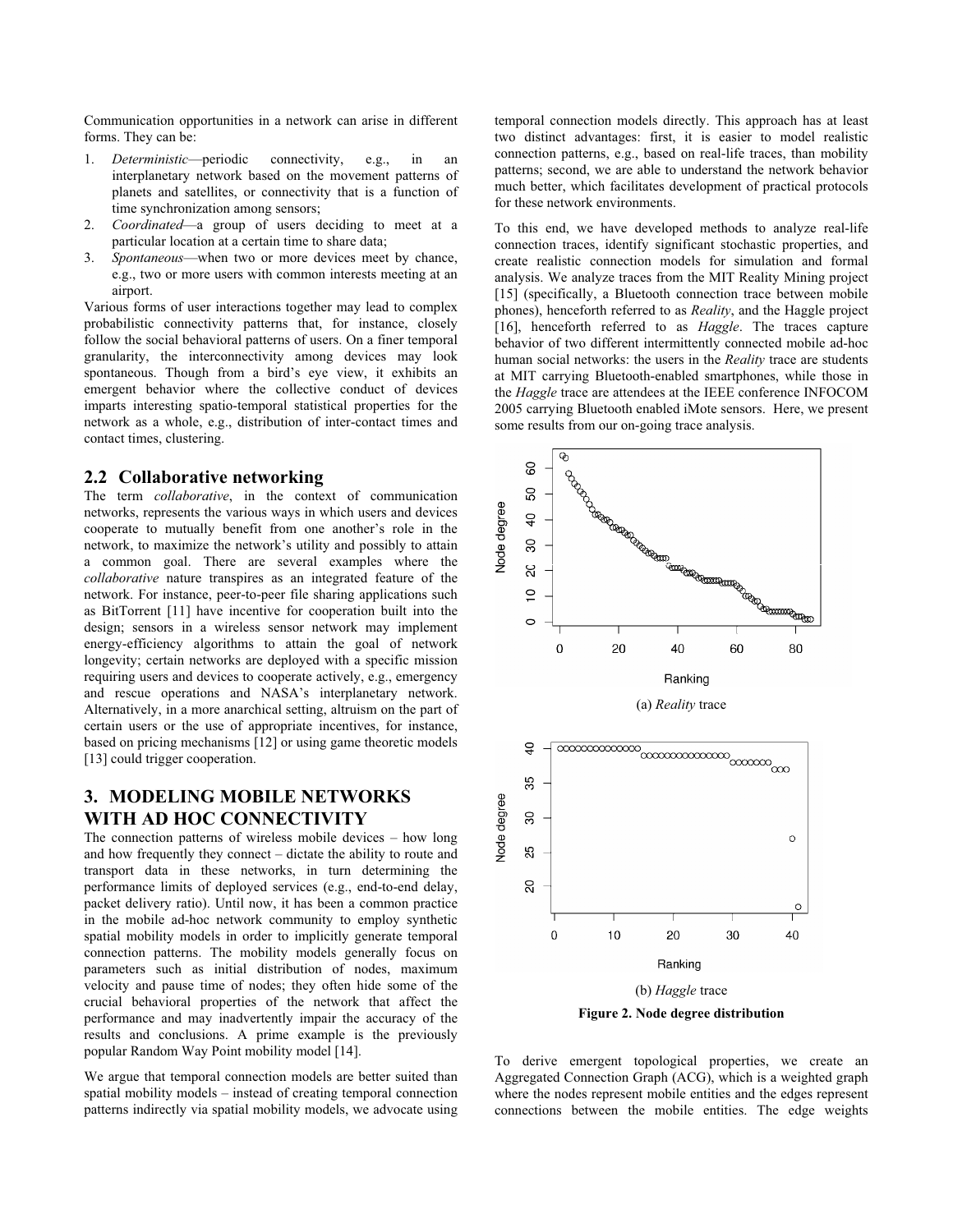Communication opportunities in a network can arise in different forms. They can be:

1. *Deterministic*—periodic connectivity, e.g., in an interplanetary network based on the movement patterns of planets and satellites, or connectivity that is a function of time synchronization among sensors;
2. *Coordinated*—a group of users deciding to meet at a particular location at a certain time to share data;
3. *Spontaneous*—when two or more devices meet by chance, e.g., two or more users with common interests meeting at an airport.

Various forms of user interactions together may lead to complex probabilistic connectivity patterns that, for instance, closely follow the social behavioral patterns of users. On a finer temporal granularity, the interconnectivity among devices may look spontaneous. Though from a bird's eye view, it exhibits an emergent behavior where the collective conduct of devices imparts interesting spatio-temporal statistical properties for the network as a whole, e.g., distribution of inter-contact times and contact times, clustering.

## 2.2 Collaborative networking

The term *collaborative*, in the context of communication networks, represents the various ways in which users and devices cooperate to mutually benefit from one another's role in the network, to maximize the network's utility and possibly to attain a common goal. There are several examples where the *collaborative* nature transpires as an integrated feature of the network. For instance, peer-to-peer file sharing applications such as BitTorrent [11] have incentive for cooperation built into the design; sensors in a wireless sensor network may implement energy-efficiency algorithms to attain the goal of network longevity; certain networks are deployed with a specific mission requiring users and devices to cooperate actively, e.g., emergency and rescue operations and NASA's interplanetary network. Alternatively, in a more anarchical setting, altruism on the part of certain users or the use of appropriate incentives, for instance, based on pricing mechanisms [12] or using game theoretic models [13] could trigger cooperation.

# 3. MODELING MOBILE NETWORKS WITH AD HOC CONNECTIVITY

The connection patterns of wireless mobile devices – how long and how frequently they connect – dictate the ability to route and transport data in these networks, in turn determining the performance limits of deployed services (e.g., end-to-end delay, packet delivery ratio). Until now, it has been a common practice in the mobile ad-hoc network community to employ synthetic spatial mobility models in order to implicitly generate temporal connection patterns. The mobility models generally focus on parameters such as initial distribution of nodes, maximum velocity and pause time of nodes; they often hide some of the crucial behavioral properties of the network that affect the performance and may inadvertently impair the accuracy of the results and conclusions. A prime example is the previously popular Random Way Point mobility model [14].

We argue that temporal connection models are better suited than spatial mobility models – instead of creating temporal connection patterns indirectly via spatial mobility models, we advocate using temporal connection models directly. This approach has at least two distinct advantages: first, it is easier to model realistic connection patterns, e.g., based on real-life traces, than mobility patterns; second, we are able to understand the network behavior much better, which facilitates development of practical protocols for these network environments.

To this end, we have developed methods to analyze real-life connection traces, identify significant stochastic properties, and create realistic connection models for simulation and formal analysis. We analyze traces from the MIT Reality Mining project [15] (specifically, a Bluetooth connection trace between mobile phones), henceforth referred to as *Reality*, and the Haggle project [16], henceforth referred to as *Haggle*. The traces capture behavior of two different intermittently connected mobile ad-hoc human social networks: the users in the *Reality* trace are students at MIT carrying Bluetooth-enabled smartphones, while those in the *Haggle* trace are attendees at the IEEE conference INFOCOM 2005 carrying Bluetooth enabled iMote sensors. Here, we present some results from our on-going trace analysis.

Node degree
0 10 20 30 40 50 60
Ranking
0 20 40 60 80

(a) *Reality* trace

Node degree
20 25 30 35 40
Ranking
0 10 20 30 40

(b) *Haggle* trace

**Figure 2. Node degree distribution**

To derive emergent topological properties, we create an Aggregated Connection Graph (ACG), which is a weighted graph where the nodes represent mobile entities and the edges represent connections between the mobile entities. The edge weights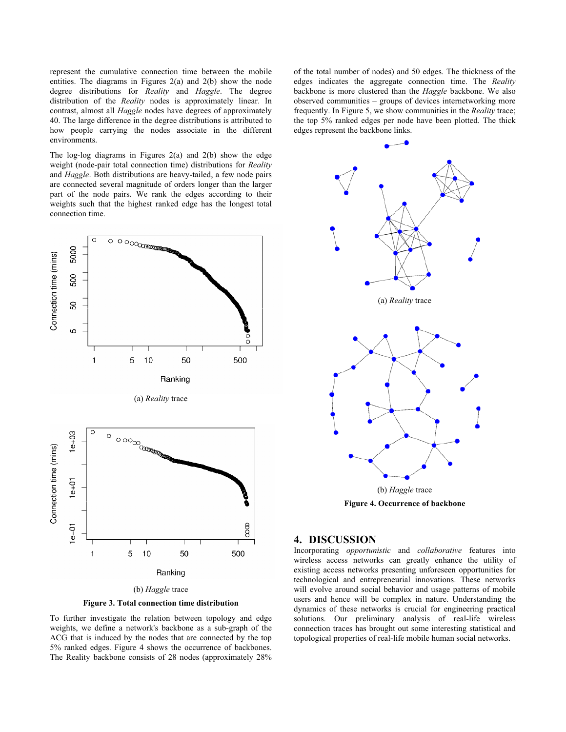represent the cumulative connection time between the mobile entities. The diagrams in Figures 2(a) and 2(b) show the node degree distributions for *Reality* and *Haggle*. The degree distribution of the *Reality* nodes is approximately linear. In contrast, almost all *Haggle* nodes have degrees of approximately 40. The large difference in the degree distributions is attributed to how people carrying the nodes associate in the different environments.

The log-log diagrams in Figures 2(a) and 2(b) show the edge weight (node-pair total connection time) distributions for *Reality* and *Haggle*. Both distributions are heavy-tailed, a few node pairs are connected several magnitude of orders longer than the larger part of the node pairs. We rank the edges according to their weights such that the highest ranked edge has the longest total connection time.

(a) *Reality* trace

(b) *Haggle* trace

**Figure 3. Total connection time distribution**

To further investigate the relation between topology and edge weights, we define a network's backbone as a sub-graph of the ACG that is induced by the nodes that are connected by the top 5% ranked edges. Figure 4 shows the occurrence of backbones. The Reality backbone consists of 28 nodes (approximately 28% of the total number of nodes) and 50 edges. The thickness of the edges indicates the aggregate connection time. The *Reality* backbone is more clustered than the *Haggle* backbone. We also observed communities – groups of devices internetworking more frequently. In Figure 5, we show communities in the *Reality* trace; the top 5% ranked edges per node have been plotted. The thick edges represent the backbone links.

(a) *Reality* trace

(b) *Haggle* trace

**Figure 4. Occurrence of backbone**

## 4. DISCUSSION

Incorporating *opportunistic* and *collaborative* features into wireless access networks can greatly enhance the utility of existing access networks presenting unforeseen opportunities for technological and entrepreneurial innovations. These networks will evolve around social behavior and usage patterns of mobile users and hence will be complex in nature. Understanding the dynamics of these networks is crucial for engineering practical solutions. Our preliminary analysis of real-life wireless connection traces has brought out some interesting statistical and topological properties of real-life mobile human social networks.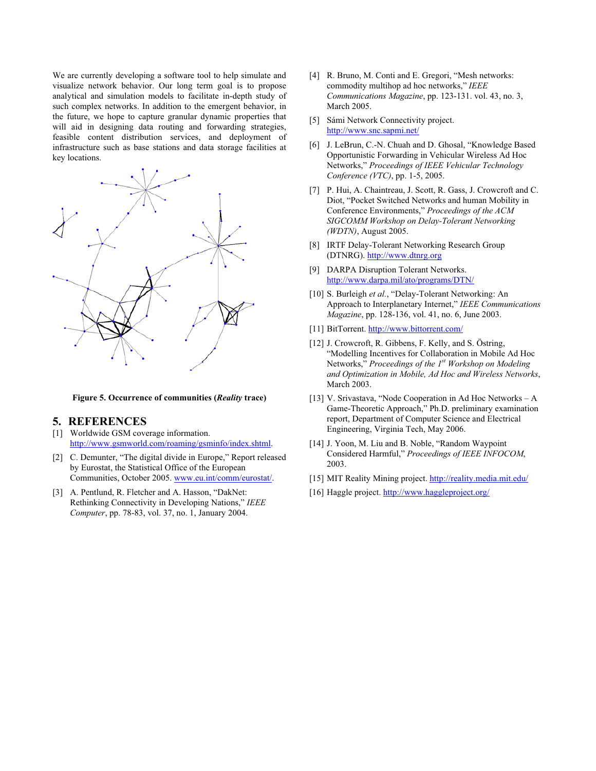We are currently developing a software tool to help simulate and visualize network behavior. Our long term goal is to propose analytical and simulation models to facilitate in-depth study of such complex networks. In addition to the emergent behavior, in the future, we hope to capture granular dynamic properties that will aid in designing data routing and forwarding strategies, feasible content distribution services, and deployment of infrastructure such as base stations and data storage facilities at key locations.

**Figure 5. Occurrence of communities (*Reality* trace)**

## 5. REFERENCES

[1] Worldwide GSM coverage information. http://www.gsmworld.com/roaming/gsminfo/index.shtml.

[2] C. Demunter, "The digital divide in Europe," Report released by Eurostat, the Statistical Office of the European Communities, October 2005. www.eu.int/comm/eurostat/.

[3] A. Pentlund, R. Fletcher and A. Hasson, "DakNet: Rethinking Connectivity in Developing Nations," *IEEE Computer*, pp. 78-83, vol. 37, no. 1, January 2004.

[4] R. Bruno, M. Conti and E. Gregori, "Mesh networks: commodity multihop ad hoc networks," *IEEE Communications Magazine*, pp. 123-131. vol. 43, no. 3, March 2005.

[5] Sámi Network Connectivity project. http://www.snc.sapmi.net/

[6] J. LeBrun, C.-N. Chuah and D. Ghosal, "Knowledge Based Opportunistic Forwarding in Vehicular Wireless Ad Hoc Networks," *Proceedings of IEEE Vehicular Technology Conference (VTC)*, pp. 1-5, 2005.

[7] P. Hui, A. Chaintreau, J. Scott, R. Gass, J. Crowcroft and C. Diot, "Pocket Switched Networks and human Mobility in Conference Environments," *Proceedings of the ACM SIGCOMM Workshop on Delay-Tolerant Networking (WDTN)*, August 2005.

[8] IRTF Delay-Tolerant Networking Research Group (DTNRG). http://www.dtnrg.org

[9] DARPA Disruption Tolerant Networks. http://www.darpa.mil/ato/programs/DTN/

[10] S. Burleigh *et al.*, "Delay-Tolerant Networking: An Approach to Interplanetary Internet," *IEEE Communications Magazine*, pp. 128-136, vol. 41, no. 6, June 2003.

[11] BitTorrent. http://www.bittorrent.com/

[12] J. Crowcroft, R. Gibbens, F. Kelly, and S. Östring, "Modelling Incentives for Collaboration in Mobile Ad Hoc Networks," *Proceedings of the 1st Workshop on Modeling and Optimization in Mobile, Ad Hoc and Wireless Networks*, March 2003.

[13] V. Srivastava, "Node Cooperation in Ad Hoc Networks – A Game-Theoretic Approach," Ph.D. preliminary examination report, Department of Computer Science and Electrical Engineering, Virginia Tech, May 2006.

[14] J. Yoon, M. Liu and B. Noble, "Random Waypoint Considered Harmful," *Proceedings of IEEE INFOCOM*, 2003.

[15] MIT Reality Mining project. http://reality.media.mit.edu/

[16] Haggle project. http://www.haggleproject.org/